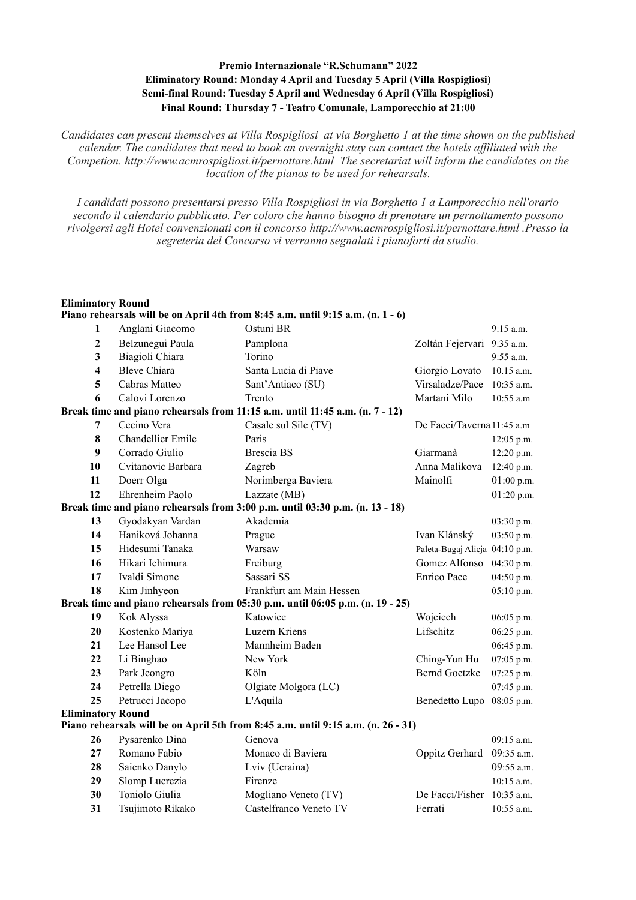**Premio Internazionale "R.Schumann" 2022**
**Eliminatory Round: Monday 4 April and Tuesday 5 April (Villa Rospigliosi)**
**Semi-final Round: Tuesday 5 April and Wednesday 6 April (Villa Rospigliosi)**
**Final Round: Thursday 7 - Teatro Comunale, Lamporecchio at 21:00**

*Candidates can present themselves at Villa Rospigliosi at via Borghetto 1 at the time shown on the published calendar. The candidates that need to book an overnight stay can contact the hotels affiliated with the Competion. http://www.acmrospigliosi.it/pernottare.html The secretariat will inform the candidates on the location of the pianos to be used for rehearsals.*

*I candidati possono presentarsi presso Villa Rospigliosi in via Borghetto 1 a Lamporecchio nell'orario secondo il calendario pubblicato. Per coloro che hanno bisogno di prenotare un pernottamento possono rivolgersi agli Hotel convenzionati con il concorso http://www.acmrospigliosi.it/pernottare.html .Presso la segreteria del Concorso vi verranno segnalati i pianoforti da studio.*

**Eliminatory Round**
**Piano rehearsals will be on April 4th from 8:45 a.m. until 9:15 a.m. (n. 1 - 6)**

| | | | | |
|---|---|---|---|---|
| **1** | Anglani Giacomo | Ostuni BR | | 9:15 a.m. |
| **2** | Belzunegui Paula | Pamplona | Zoltán Fejervari | 9:35 a.m. |
| **3** | Biagioli Chiara | Torino | | 9:55 a.m. |
| **4** | Bleve Chiara | Santa Lucia di Piave | Giorgio Lovato | 10.15 a.m. |
| **5** | Cabras Matteo | Sant'Antiaco (SU) | Virsaladze/Pace | 10:35 a.m. |
| **6** | Calovi Lorenzo | Trento | Martani Milo | 10:55 a.m |

**Break time and piano rehearsals from 11:15 a.m. until 11:45 a.m. (n. 7 - 12)**

| | | | | |
|---|---|---|---|---|
| **7** | Cecino Vera | Casale sul Sile (TV) | De Facci/Taverna | 11:45 a.m |
| **8** | Chandellier Emile | Paris | | 12:05 p.m. |
| **9** | Corrado Giulio | Brescia BS | Giarmanà | 12:20 p.m. |
| **10** | Cvitanovic Barbara | Zagreb | Anna Malikova | 12:40 p.m. |
| **11** | Doerr Olga | Norimberga Baviera | Mainolfi | 01:00 p.m. |
| **12** | Ehrenheim Paolo | Lazzate (MB) | | 01:20 p.m. |

**Break time and piano rehearsals from 3:00 p.m. until 03:30 p.m. (n. 13 - 18)**

| | | | | |
|---|---|---|---|---|
| **13** | Gyodakyan Vardan | Akademia | | 03:30 p.m. |
| **14** | Haniková Johanna | Prague | Ivan Klánský | 03:50 p.m. |
| **15** | Hidesumi Tanaka | Warsaw | Paleta-Bugaj Alicja | 04:10 p.m. |
| **16** | Hikari Ichimura | Freiburg | Gomez Alfonso | 04:30 p.m. |
| **17** | Ivaldi Simone | Sassari SS | Enrico Pace | 04:50 p.m. |
| **18** | Kim Jinhyeon | Frankfurt am Main Hessen | | 05:10 p.m. |

**Break time and piano rehearsals from 05:30 p.m. until 06:05 p.m. (n. 19 - 25)**

| | | | | |
|---|---|---|---|---|
| **19** | Kok Alyssa | Katowice | Wojciech | 06:05 p.m. |
| **20** | Kostenko Mariya | Luzern Kriens | Lifschitz | 06:25 p.m. |
| **21** | Lee Hansol Lee | Mannheim Baden | | 06:45 p.m. |
| **22** | Li Binghao | New York | Ching-Yun Hu | 07:05 p.m. |
| **23** | Park Jeongro | Köln | Bernd Goetzke | 07:25 p.m. |
| **24** | Petrella Diego | Olgiate Molgora (LC) | | 07:45 p.m. |
| **25** | Petrucci Jacopo | L'Aquila | Benedetto Lupo | 08:05 p.m. |

**Eliminatory Round**
**Piano rehearsals will be on April 5th from 8:45 a.m. until 9:15 a.m. (n. 26 - 31)**

| | | | | |
|---|---|---|---|---|
| **26** | Pysarenko Dina | Genova | | 09:15 a.m. |
| **27** | Romano Fabio | Monaco di Baviera | Oppitz Gerhard | 09:35 a.m. |
| **28** | Saienko Danylo | Lviv (Ucraina) | | 09:55 a.m. |
| **29** | Slomp Lucrezia | Firenze | | 10:15 a.m. |
| **30** | Toniolo Giulia | Mogliano Veneto (TV) | De Facci/Fisher | 10:35 a.m. |
| **31** | Tsujimoto Rikako | Castelfranco Veneto TV | Ferrati | 10:55 a.m. |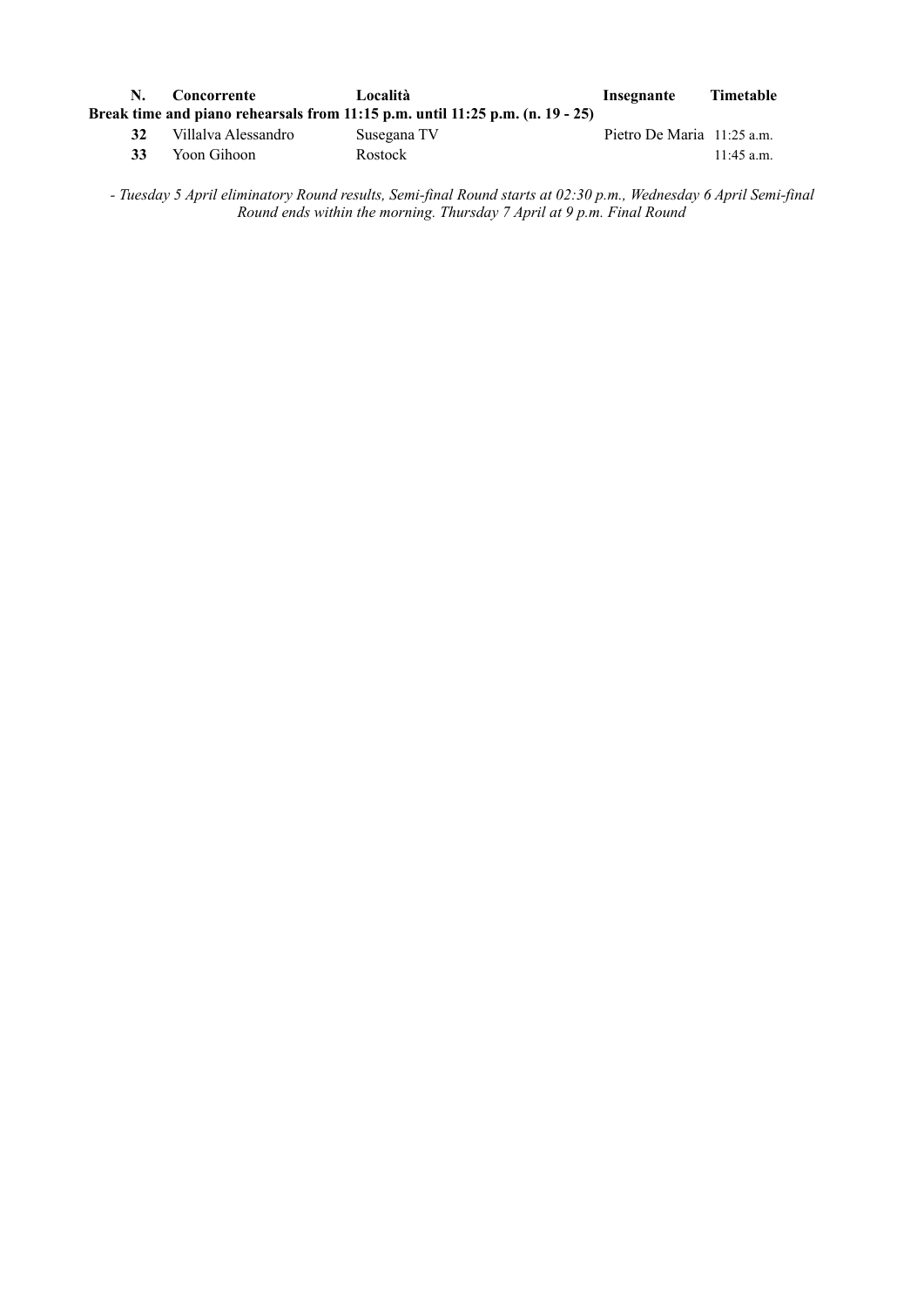| N. | Concorrente | Località | Insegnante | Timetable |
|---|---|---|---|---|
| **Break time and piano rehearsals from 11:15 p.m. until 11:25 p.m. (n. 19 - 25)** | | | | |
| **32** | Villalva Alessandro | Susegana TV | Pietro De Maria | 11:25 a.m. |
| **33** | Yoon Gihoon | Rostock | | 11:45 a.m. |

*- Tuesday 5 April eliminatory Round results, Semi-final Round starts at 02:30 p.m., Wednesday 6 April Semi-final Round ends within the morning. Thursday 7 April at 9 p.m. Final Round*